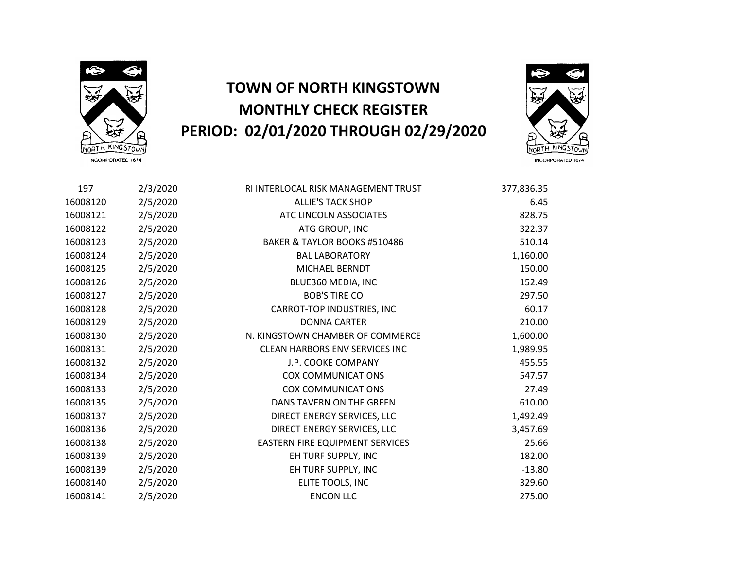# TOWN OF NORTH KINGSTOWN
# MONTHLY CHECK REGISTER
# PERIOD: 02/01/2020 THROUGH 02/29/2020

| | | | |
|---|---|---|---|
| 197 | 2/3/2020 | RI INTERLOCAL RISK MANAGEMENT TRUST | 377,836.35 |
| 16008120 | 2/5/2020 | ALLIE'S TACK SHOP | 6.45 |
| 16008121 | 2/5/2020 | ATC LINCOLN ASSOCIATES | 828.75 |
| 16008122 | 2/5/2020 | ATG GROUP, INC | 322.37 |
| 16008123 | 2/5/2020 | BAKER & TAYLOR BOOKS #510486 | 510.14 |
| 16008124 | 2/5/2020 | BAL LABORATORY | 1,160.00 |
| 16008125 | 2/5/2020 | MICHAEL BERNDT | 150.00 |
| 16008126 | 2/5/2020 | BLUE360 MEDIA, INC | 152.49 |
| 16008127 | 2/5/2020 | BOB'S TIRE CO | 297.50 |
| 16008128 | 2/5/2020 | CARROT-TOP INDUSTRIES, INC | 60.17 |
| 16008129 | 2/5/2020 | DONNA CARTER | 210.00 |
| 16008130 | 2/5/2020 | N. KINGSTOWN CHAMBER OF COMMERCE | 1,600.00 |
| 16008131 | 2/5/2020 | CLEAN HARBORS ENV SERVICES INC | 1,989.95 |
| 16008132 | 2/5/2020 | J.P. COOKE COMPANY | 455.55 |
| 16008134 | 2/5/2020 | COX COMMUNICATIONS | 547.57 |
| 16008133 | 2/5/2020 | COX COMMUNICATIONS | 27.49 |
| 16008135 | 2/5/2020 | DANS TAVERN ON THE GREEN | 610.00 |
| 16008137 | 2/5/2020 | DIRECT ENERGY SERVICES, LLC | 1,492.49 |
| 16008136 | 2/5/2020 | DIRECT ENERGY SERVICES, LLC | 3,457.69 |
| 16008138 | 2/5/2020 | EASTERN FIRE EQUIPMENT SERVICES | 25.66 |
| 16008139 | 2/5/2020 | EH TURF SUPPLY, INC | 182.00 |
| 16008139 | 2/5/2020 | EH TURF SUPPLY, INC | -13.80 |
| 16008140 | 2/5/2020 | ELITE TOOLS, INC | 329.60 |
| 16008141 | 2/5/2020 | ENCON LLC | 275.00 |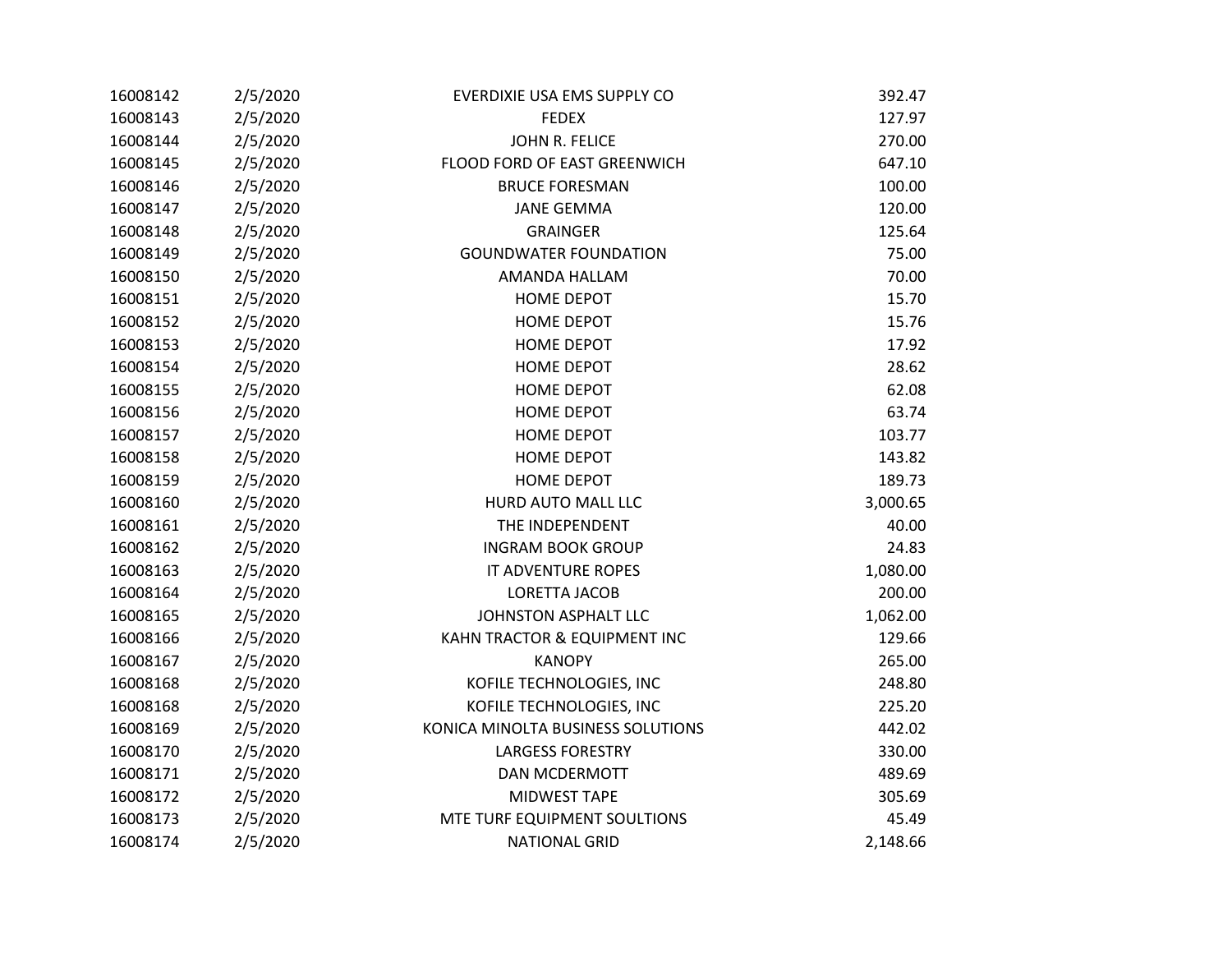| | | | |
|---|---|---|---|
| 16008142 | 2/5/2020 | EVERDIXIE USA EMS SUPPLY CO | 392.47 |
| 16008143 | 2/5/2020 | FEDEX | 127.97 |
| 16008144 | 2/5/2020 | JOHN R. FELICE | 270.00 |
| 16008145 | 2/5/2020 | FLOOD FORD OF EAST GREENWICH | 647.10 |
| 16008146 | 2/5/2020 | BRUCE FORESMAN | 100.00 |
| 16008147 | 2/5/2020 | JANE GEMMA | 120.00 |
| 16008148 | 2/5/2020 | GRAINGER | 125.64 |
| 16008149 | 2/5/2020 | GOUNDWATER FOUNDATION | 75.00 |
| 16008150 | 2/5/2020 | AMANDA HALLAM | 70.00 |
| 16008151 | 2/5/2020 | HOME DEPOT | 15.70 |
| 16008152 | 2/5/2020 | HOME DEPOT | 15.76 |
| 16008153 | 2/5/2020 | HOME DEPOT | 17.92 |
| 16008154 | 2/5/2020 | HOME DEPOT | 28.62 |
| 16008155 | 2/5/2020 | HOME DEPOT | 62.08 |
| 16008156 | 2/5/2020 | HOME DEPOT | 63.74 |
| 16008157 | 2/5/2020 | HOME DEPOT | 103.77 |
| 16008158 | 2/5/2020 | HOME DEPOT | 143.82 |
| 16008159 | 2/5/2020 | HOME DEPOT | 189.73 |
| 16008160 | 2/5/2020 | HURD AUTO MALL LLC | 3,000.65 |
| 16008161 | 2/5/2020 | THE INDEPENDENT | 40.00 |
| 16008162 | 2/5/2020 | INGRAM BOOK GROUP | 24.83 |
| 16008163 | 2/5/2020 | IT ADVENTURE ROPES | 1,080.00 |
| 16008164 | 2/5/2020 | LORETTA JACOB | 200.00 |
| 16008165 | 2/5/2020 | JOHNSTON ASPHALT LLC | 1,062.00 |
| 16008166 | 2/5/2020 | KAHN TRACTOR & EQUIPMENT INC | 129.66 |
| 16008167 | 2/5/2020 | KANOPY | 265.00 |
| 16008168 | 2/5/2020 | KOFILE TECHNOLOGIES, INC | 248.80 |
| 16008168 | 2/5/2020 | KOFILE TECHNOLOGIES, INC | 225.20 |
| 16008169 | 2/5/2020 | KONICA MINOLTA BUSINESS SOLUTIONS | 442.02 |
| 16008170 | 2/5/2020 | LARGESS FORESTRY | 330.00 |
| 16008171 | 2/5/2020 | DAN MCDERMOTT | 489.69 |
| 16008172 | 2/5/2020 | MIDWEST TAPE | 305.69 |
| 16008173 | 2/5/2020 | MTE TURF EQUIPMENT SOULTIONS | 45.49 |
| 16008174 | 2/5/2020 | NATIONAL GRID | 2,148.66 |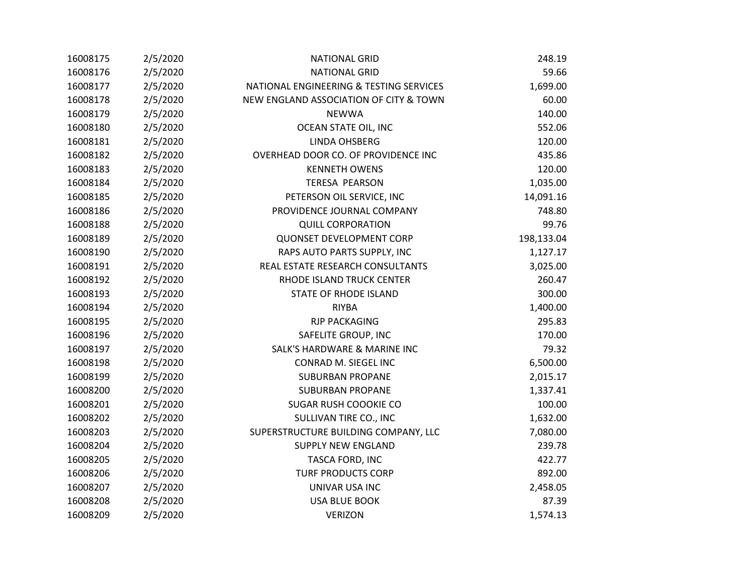| | | | |
|---|---|---|---|
| 16008175 | 2/5/2020 | NATIONAL GRID | 248.19 |
| 16008176 | 2/5/2020 | NATIONAL GRID | 59.66 |
| 16008177 | 2/5/2020 | NATIONAL ENGINEERING & TESTING SERVICES | 1,699.00 |
| 16008178 | 2/5/2020 | NEW ENGLAND ASSOCIATION OF CITY & TOWN | 60.00 |
| 16008179 | 2/5/2020 | NEWWA | 140.00 |
| 16008180 | 2/5/2020 | OCEAN STATE OIL, INC | 552.06 |
| 16008181 | 2/5/2020 | LINDA OHSBERG | 120.00 |
| 16008182 | 2/5/2020 | OVERHEAD DOOR CO. OF PROVIDENCE INC | 435.86 |
| 16008183 | 2/5/2020 | KENNETH OWENS | 120.00 |
| 16008184 | 2/5/2020 | TERESA PEARSON | 1,035.00 |
| 16008185 | 2/5/2020 | PETERSON OIL SERVICE, INC | 14,091.16 |
| 16008186 | 2/5/2020 | PROVIDENCE JOURNAL COMPANY | 748.80 |
| 16008188 | 2/5/2020 | QUILL CORPORATION | 99.76 |
| 16008189 | 2/5/2020 | QUONSET DEVELOPMENT CORP | 198,133.04 |
| 16008190 | 2/5/2020 | RAPS AUTO PARTS SUPPLY, INC | 1,127.17 |
| 16008191 | 2/5/2020 | REAL ESTATE RESEARCH CONSULTANTS | 3,025.00 |
| 16008192 | 2/5/2020 | RHODE ISLAND TRUCK CENTER | 260.47 |
| 16008193 | 2/5/2020 | STATE OF RHODE ISLAND | 300.00 |
| 16008194 | 2/5/2020 | RIYBA | 1,400.00 |
| 16008195 | 2/5/2020 | RJP PACKAGING | 295.83 |
| 16008196 | 2/5/2020 | SAFELITE GROUP, INC | 170.00 |
| 16008197 | 2/5/2020 | SALK'S HARDWARE & MARINE INC | 79.32 |
| 16008198 | 2/5/2020 | CONRAD M. SIEGEL INC | 6,500.00 |
| 16008199 | 2/5/2020 | SUBURBAN PROPANE | 2,015.17 |
| 16008200 | 2/5/2020 | SUBURBAN PROPANE | 1,337.41 |
| 16008201 | 2/5/2020 | SUGAR RUSH COOOKIE CO | 100.00 |
| 16008202 | 2/5/2020 | SULLIVAN TIRE CO., INC | 1,632.00 |
| 16008203 | 2/5/2020 | SUPERSTRUCTURE BUILDING COMPANY, LLC | 7,080.00 |
| 16008204 | 2/5/2020 | SUPPLY NEW ENGLAND | 239.78 |
| 16008205 | 2/5/2020 | TASCA FORD, INC | 422.77 |
| 16008206 | 2/5/2020 | TURF PRODUCTS CORP | 892.00 |
| 16008207 | 2/5/2020 | UNIVAR USA INC | 2,458.05 |
| 16008208 | 2/5/2020 | USA BLUE BOOK | 87.39 |
| 16008209 | 2/5/2020 | VERIZON | 1,574.13 |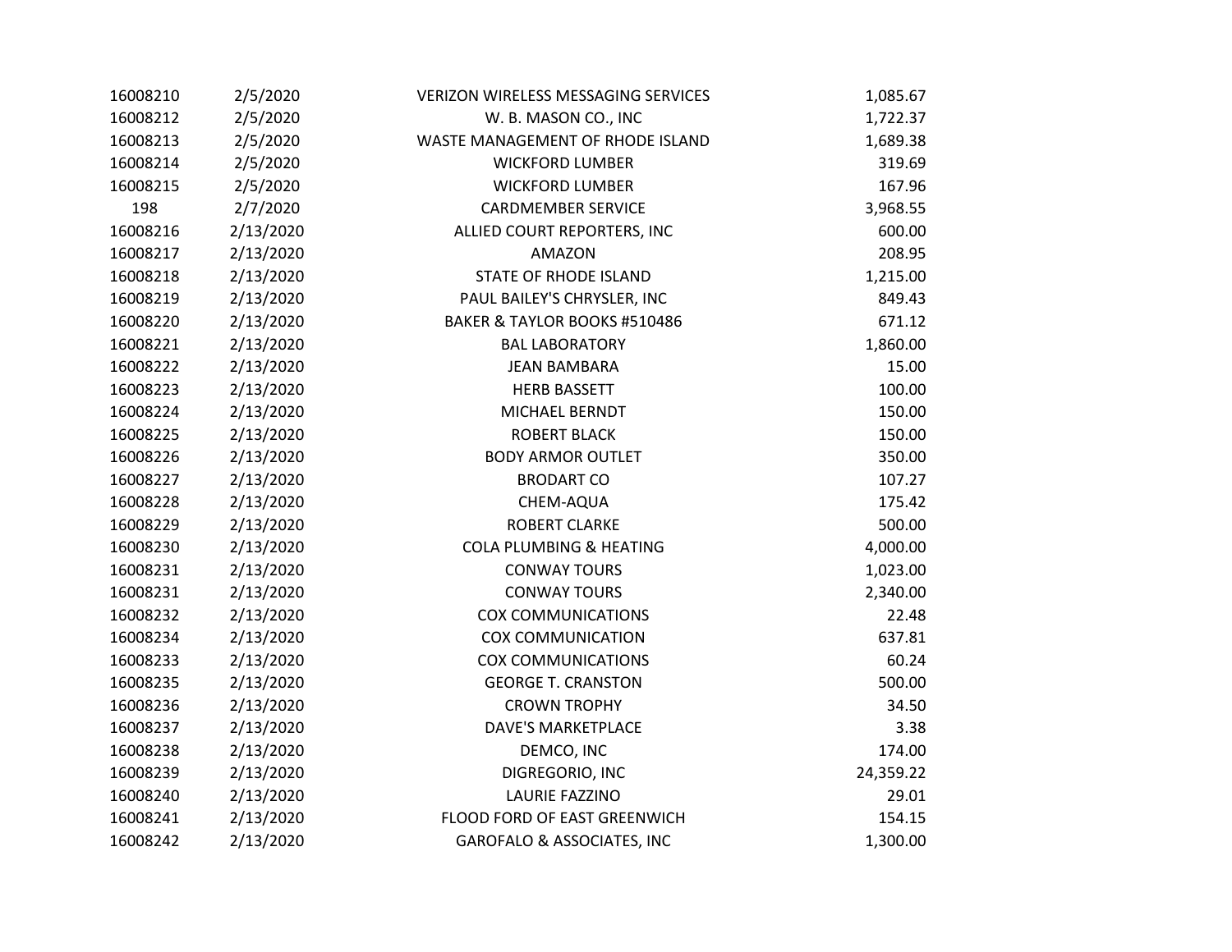| | | | |
|---|---|---|---|
| 16008210 | 2/5/2020 | VERIZON WIRELESS MESSAGING SERVICES | 1,085.67 |
| 16008212 | 2/5/2020 | W. B. MASON CO., INC | 1,722.37 |
| 16008213 | 2/5/2020 | WASTE MANAGEMENT OF RHODE ISLAND | 1,689.38 |
| 16008214 | 2/5/2020 | WICKFORD LUMBER | 319.69 |
| 16008215 | 2/5/2020 | WICKFORD LUMBER | 167.96 |
| 198 | 2/7/2020 | CARDMEMBER SERVICE | 3,968.55 |
| 16008216 | 2/13/2020 | ALLIED COURT REPORTERS, INC | 600.00 |
| 16008217 | 2/13/2020 | AMAZON | 208.95 |
| 16008218 | 2/13/2020 | STATE OF RHODE ISLAND | 1,215.00 |
| 16008219 | 2/13/2020 | PAUL BAILEY'S CHRYSLER, INC | 849.43 |
| 16008220 | 2/13/2020 | BAKER & TAYLOR BOOKS #510486 | 671.12 |
| 16008221 | 2/13/2020 | BAL LABORATORY | 1,860.00 |
| 16008222 | 2/13/2020 | JEAN BAMBARA | 15.00 |
| 16008223 | 2/13/2020 | HERB BASSETT | 100.00 |
| 16008224 | 2/13/2020 | MICHAEL BERNDT | 150.00 |
| 16008225 | 2/13/2020 | ROBERT BLACK | 150.00 |
| 16008226 | 2/13/2020 | BODY ARMOR OUTLET | 350.00 |
| 16008227 | 2/13/2020 | BRODART CO | 107.27 |
| 16008228 | 2/13/2020 | CHEM-AQUA | 175.42 |
| 16008229 | 2/13/2020 | ROBERT CLARKE | 500.00 |
| 16008230 | 2/13/2020 | COLA PLUMBING & HEATING | 4,000.00 |
| 16008231 | 2/13/2020 | CONWAY TOURS | 1,023.00 |
| 16008231 | 2/13/2020 | CONWAY TOURS | 2,340.00 |
| 16008232 | 2/13/2020 | COX COMMUNICATIONS | 22.48 |
| 16008234 | 2/13/2020 | COX COMMUNICATION | 637.81 |
| 16008233 | 2/13/2020 | COX COMMUNICATIONS | 60.24 |
| 16008235 | 2/13/2020 | GEORGE T. CRANSTON | 500.00 |
| 16008236 | 2/13/2020 | CROWN TROPHY | 34.50 |
| 16008237 | 2/13/2020 | DAVE'S MARKETPLACE | 3.38 |
| 16008238 | 2/13/2020 | DEMCO, INC | 174.00 |
| 16008239 | 2/13/2020 | DIGREGORIO, INC | 24,359.22 |
| 16008240 | 2/13/2020 | LAURIE FAZZINO | 29.01 |
| 16008241 | 2/13/2020 | FLOOD FORD OF EAST GREENWICH | 154.15 |
| 16008242 | 2/13/2020 | GAROFALO & ASSOCIATES, INC | 1,300.00 |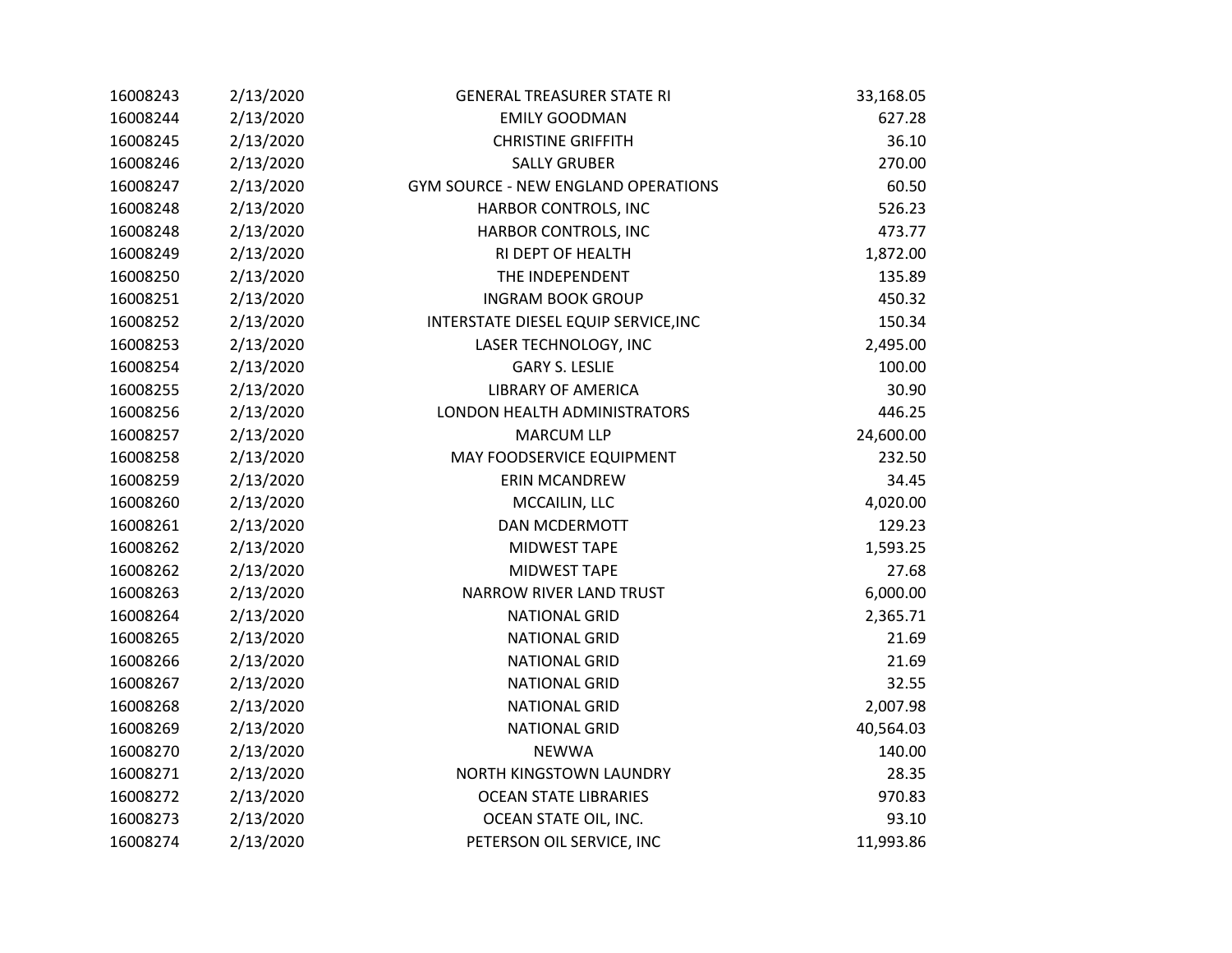| | | | |
|---|---|---|---|
| 16008243 | 2/13/2020 | GENERAL TREASURER STATE RI | 33,168.05 |
| 16008244 | 2/13/2020 | EMILY GOODMAN | 627.28 |
| 16008245 | 2/13/2020 | CHRISTINE GRIFFITH | 36.10 |
| 16008246 | 2/13/2020 | SALLY GRUBER | 270.00 |
| 16008247 | 2/13/2020 | GYM SOURCE - NEW ENGLAND OPERATIONS | 60.50 |
| 16008248 | 2/13/2020 | HARBOR CONTROLS, INC | 526.23 |
| 16008248 | 2/13/2020 | HARBOR CONTROLS, INC | 473.77 |
| 16008249 | 2/13/2020 | RI DEPT OF HEALTH | 1,872.00 |
| 16008250 | 2/13/2020 | THE INDEPENDENT | 135.89 |
| 16008251 | 2/13/2020 | INGRAM BOOK GROUP | 450.32 |
| 16008252 | 2/13/2020 | INTERSTATE DIESEL EQUIP SERVICE,INC | 150.34 |
| 16008253 | 2/13/2020 | LASER TECHNOLOGY, INC | 2,495.00 |
| 16008254 | 2/13/2020 | GARY S. LESLIE | 100.00 |
| 16008255 | 2/13/2020 | LIBRARY OF AMERICA | 30.90 |
| 16008256 | 2/13/2020 | LONDON HEALTH ADMINISTRATORS | 446.25 |
| 16008257 | 2/13/2020 | MARCUM LLP | 24,600.00 |
| 16008258 | 2/13/2020 | MAY FOODSERVICE EQUIPMENT | 232.50 |
| 16008259 | 2/13/2020 | ERIN MCANDREW | 34.45 |
| 16008260 | 2/13/2020 | MCCAILIN, LLC | 4,020.00 |
| 16008261 | 2/13/2020 | DAN MCDERMOTT | 129.23 |
| 16008262 | 2/13/2020 | MIDWEST TAPE | 1,593.25 |
| 16008262 | 2/13/2020 | MIDWEST TAPE | 27.68 |
| 16008263 | 2/13/2020 | NARROW RIVER LAND TRUST | 6,000.00 |
| 16008264 | 2/13/2020 | NATIONAL GRID | 2,365.71 |
| 16008265 | 2/13/2020 | NATIONAL GRID | 21.69 |
| 16008266 | 2/13/2020 | NATIONAL GRID | 21.69 |
| 16008267 | 2/13/2020 | NATIONAL GRID | 32.55 |
| 16008268 | 2/13/2020 | NATIONAL GRID | 2,007.98 |
| 16008269 | 2/13/2020 | NATIONAL GRID | 40,564.03 |
| 16008270 | 2/13/2020 | NEWWA | 140.00 |
| 16008271 | 2/13/2020 | NORTH KINGSTOWN LAUNDRY | 28.35 |
| 16008272 | 2/13/2020 | OCEAN STATE LIBRARIES | 970.83 |
| 16008273 | 2/13/2020 | OCEAN STATE OIL, INC. | 93.10 |
| 16008274 | 2/13/2020 | PETERSON OIL SERVICE, INC | 11,993.86 |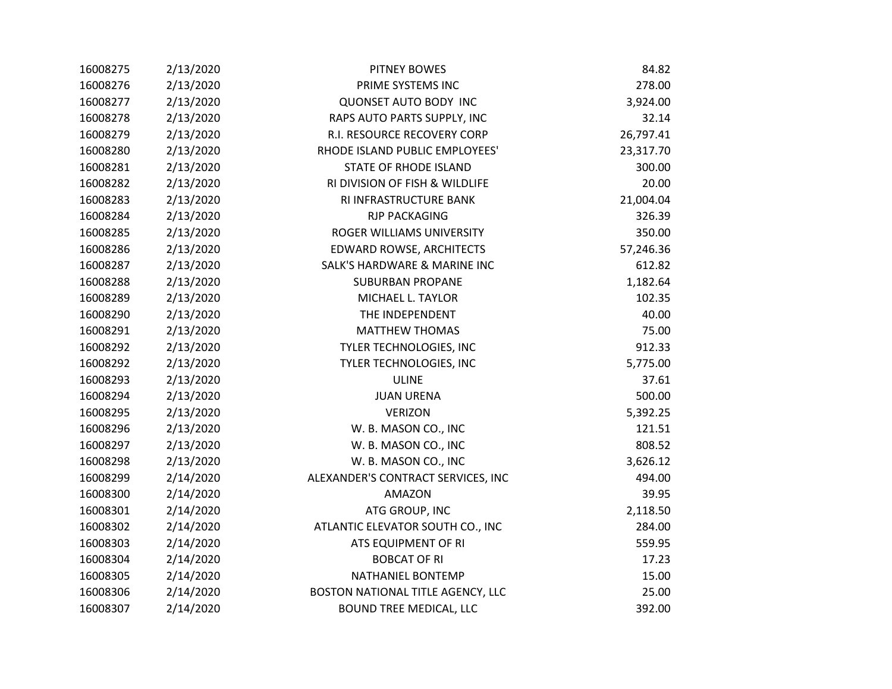| | | | |
|---|---|---|---|
| 16008275 | 2/13/2020 | PITNEY BOWES | 84.82 |
| 16008276 | 2/13/2020 | PRIME SYSTEMS INC | 278.00 |
| 16008277 | 2/13/2020 | QUONSET AUTO BODY INC | 3,924.00 |
| 16008278 | 2/13/2020 | RAPS AUTO PARTS SUPPLY, INC | 32.14 |
| 16008279 | 2/13/2020 | R.I. RESOURCE RECOVERY CORP | 26,797.41 |
| 16008280 | 2/13/2020 | RHODE ISLAND PUBLIC EMPLOYEES' | 23,317.70 |
| 16008281 | 2/13/2020 | STATE OF RHODE ISLAND | 300.00 |
| 16008282 | 2/13/2020 | RI DIVISION OF FISH & WILDLIFE | 20.00 |
| 16008283 | 2/13/2020 | RI INFRASTRUCTURE BANK | 21,004.04 |
| 16008284 | 2/13/2020 | RJP PACKAGING | 326.39 |
| 16008285 | 2/13/2020 | ROGER WILLIAMS UNIVERSITY | 350.00 |
| 16008286 | 2/13/2020 | EDWARD ROWSE, ARCHITECTS | 57,246.36 |
| 16008287 | 2/13/2020 | SALK'S HARDWARE & MARINE INC | 612.82 |
| 16008288 | 2/13/2020 | SUBURBAN PROPANE | 1,182.64 |
| 16008289 | 2/13/2020 | MICHAEL L. TAYLOR | 102.35 |
| 16008290 | 2/13/2020 | THE INDEPENDENT | 40.00 |
| 16008291 | 2/13/2020 | MATTHEW THOMAS | 75.00 |
| 16008292 | 2/13/2020 | TYLER TECHNOLOGIES, INC | 912.33 |
| 16008292 | 2/13/2020 | TYLER TECHNOLOGIES, INC | 5,775.00 |
| 16008293 | 2/13/2020 | ULINE | 37.61 |
| 16008294 | 2/13/2020 | JUAN URENA | 500.00 |
| 16008295 | 2/13/2020 | VERIZON | 5,392.25 |
| 16008296 | 2/13/2020 | W. B. MASON CO., INC | 121.51 |
| 16008297 | 2/13/2020 | W. B. MASON CO., INC | 808.52 |
| 16008298 | 2/13/2020 | W. B. MASON CO., INC | 3,626.12 |
| 16008299 | 2/14/2020 | ALEXANDER'S CONTRACT SERVICES, INC | 494.00 |
| 16008300 | 2/14/2020 | AMAZON | 39.95 |
| 16008301 | 2/14/2020 | ATG GROUP, INC | 2,118.50 |
| 16008302 | 2/14/2020 | ATLANTIC ELEVATOR SOUTH CO., INC | 284.00 |
| 16008303 | 2/14/2020 | ATS EQUIPMENT OF RI | 559.95 |
| 16008304 | 2/14/2020 | BOBCAT OF RI | 17.23 |
| 16008305 | 2/14/2020 | NATHANIEL BONTEMP | 15.00 |
| 16008306 | 2/14/2020 | BOSTON NATIONAL TITLE AGENCY, LLC | 25.00 |
| 16008307 | 2/14/2020 | BOUND TREE MEDICAL, LLC | 392.00 |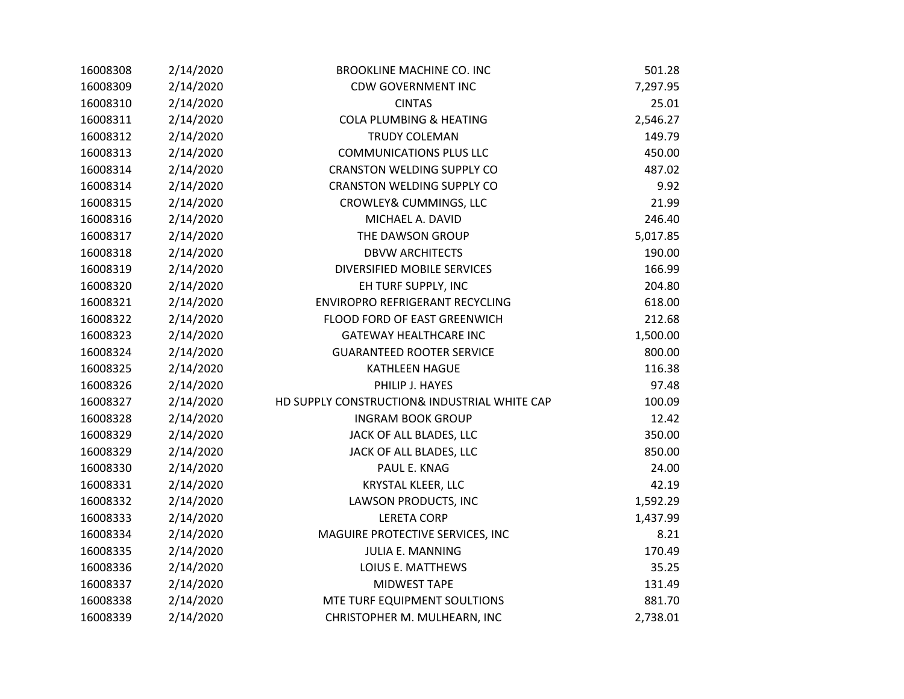| | | | |
|---|---|---|---|
| 16008308 | 2/14/2020 | BROOKLINE MACHINE CO. INC | 501.28 |
| 16008309 | 2/14/2020 | CDW GOVERNMENT INC | 7,297.95 |
| 16008310 | 2/14/2020 | CINTAS | 25.01 |
| 16008311 | 2/14/2020 | COLA PLUMBING & HEATING | 2,546.27 |
| 16008312 | 2/14/2020 | TRUDY COLEMAN | 149.79 |
| 16008313 | 2/14/2020 | COMMUNICATIONS PLUS LLC | 450.00 |
| 16008314 | 2/14/2020 | CRANSTON WELDING SUPPLY CO | 487.02 |
| 16008314 | 2/14/2020 | CRANSTON WELDING SUPPLY CO | 9.92 |
| 16008315 | 2/14/2020 | CROWLEY& CUMMINGS, LLC | 21.99 |
| 16008316 | 2/14/2020 | MICHAEL A. DAVID | 246.40 |
| 16008317 | 2/14/2020 | THE DAWSON GROUP | 5,017.85 |
| 16008318 | 2/14/2020 | DBVW ARCHITECTS | 190.00 |
| 16008319 | 2/14/2020 | DIVERSIFIED MOBILE SERVICES | 166.99 |
| 16008320 | 2/14/2020 | EH TURF SUPPLY, INC | 204.80 |
| 16008321 | 2/14/2020 | ENVIROPRO REFRIGERANT RECYCLING | 618.00 |
| 16008322 | 2/14/2020 | FLOOD FORD OF EAST GREENWICH | 212.68 |
| 16008323 | 2/14/2020 | GATEWAY HEALTHCARE INC | 1,500.00 |
| 16008324 | 2/14/2020 | GUARANTEED ROOTER SERVICE | 800.00 |
| 16008325 | 2/14/2020 | KATHLEEN HAGUE | 116.38 |
| 16008326 | 2/14/2020 | PHILIP J. HAYES | 97.48 |
| 16008327 | 2/14/2020 | HD SUPPLY CONSTRUCTION& INDUSTRIAL WHITE CAP | 100.09 |
| 16008328 | 2/14/2020 | INGRAM BOOK GROUP | 12.42 |
| 16008329 | 2/14/2020 | JACK OF ALL BLADES, LLC | 350.00 |
| 16008329 | 2/14/2020 | JACK OF ALL BLADES, LLC | 850.00 |
| 16008330 | 2/14/2020 | PAUL E. KNAG | 24.00 |
| 16008331 | 2/14/2020 | KRYSTAL KLEER, LLC | 42.19 |
| 16008332 | 2/14/2020 | LAWSON PRODUCTS, INC | 1,592.29 |
| 16008333 | 2/14/2020 | LERETA CORP | 1,437.99 |
| 16008334 | 2/14/2020 | MAGUIRE PROTECTIVE SERVICES, INC | 8.21 |
| 16008335 | 2/14/2020 | JULIA E. MANNING | 170.49 |
| 16008336 | 2/14/2020 | LOIUS E. MATTHEWS | 35.25 |
| 16008337 | 2/14/2020 | MIDWEST TAPE | 131.49 |
| 16008338 | 2/14/2020 | MTE TURF EQUIPMENT SOULTIONS | 881.70 |
| 16008339 | 2/14/2020 | CHRISTOPHER M. MULHEARN, INC | 2,738.01 |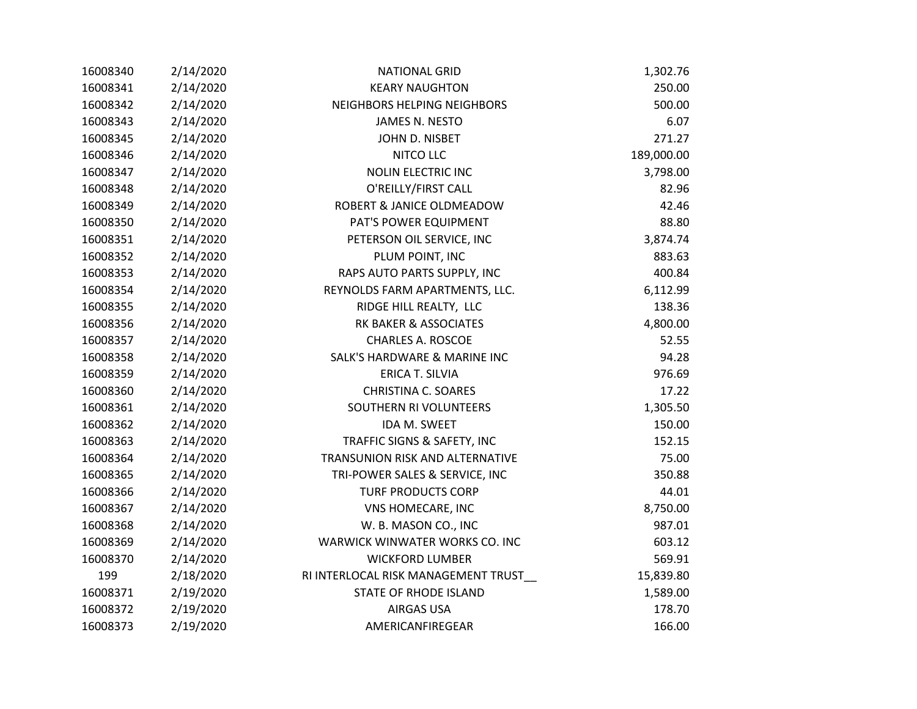| | | | |
|---|---|---|---|
| 16008340 | 2/14/2020 | NATIONAL GRID | 1,302.76 |
| 16008341 | 2/14/2020 | KEARY NAUGHTON | 250.00 |
| 16008342 | 2/14/2020 | NEIGHBORS HELPING NEIGHBORS | 500.00 |
| 16008343 | 2/14/2020 | JAMES N. NESTO | 6.07 |
| 16008345 | 2/14/2020 | JOHN D. NISBET | 271.27 |
| 16008346 | 2/14/2020 | NITCO LLC | 189,000.00 |
| 16008347 | 2/14/2020 | NOLIN ELECTRIC INC | 3,798.00 |
| 16008348 | 2/14/2020 | O'REILLY/FIRST CALL | 82.96 |
| 16008349 | 2/14/2020 | ROBERT & JANICE OLDMEADOW | 42.46 |
| 16008350 | 2/14/2020 | PAT'S POWER EQUIPMENT | 88.80 |
| 16008351 | 2/14/2020 | PETERSON OIL SERVICE, INC | 3,874.74 |
| 16008352 | 2/14/2020 | PLUM POINT, INC | 883.63 |
| 16008353 | 2/14/2020 | RAPS AUTO PARTS SUPPLY, INC | 400.84 |
| 16008354 | 2/14/2020 | REYNOLDS FARM APARTMENTS, LLC. | 6,112.99 |
| 16008355 | 2/14/2020 | RIDGE HILL REALTY, LLC | 138.36 |
| 16008356 | 2/14/2020 | RK BAKER & ASSOCIATES | 4,800.00 |
| 16008357 | 2/14/2020 | CHARLES A. ROSCOE | 52.55 |
| 16008358 | 2/14/2020 | SALK'S HARDWARE & MARINE INC | 94.28 |
| 16008359 | 2/14/2020 | ERICA T. SILVIA | 976.69 |
| 16008360 | 2/14/2020 | CHRISTINA C. SOARES | 17.22 |
| 16008361 | 2/14/2020 | SOUTHERN RI VOLUNTEERS | 1,305.50 |
| 16008362 | 2/14/2020 | IDA M. SWEET | 150.00 |
| 16008363 | 2/14/2020 | TRAFFIC SIGNS & SAFETY, INC | 152.15 |
| 16008364 | 2/14/2020 | TRANSUNION RISK AND ALTERNATIVE | 75.00 |
| 16008365 | 2/14/2020 | TRI-POWER SALES & SERVICE, INC | 350.88 |
| 16008366 | 2/14/2020 | TURF PRODUCTS CORP | 44.01 |
| 16008367 | 2/14/2020 | VNS HOMECARE, INC | 8,750.00 |
| 16008368 | 2/14/2020 | W. B. MASON CO., INC | 987.01 |
| 16008369 | 2/14/2020 | WARWICK WINWATER WORKS CO. INC | 603.12 |
| 16008370 | 2/14/2020 | WICKFORD LUMBER | 569.91 |
| 199 | 2/18/2020 | RI INTERLOCAL RISK MANAGEMENT TRUST__ | 15,839.80 |
| 16008371 | 2/19/2020 | STATE OF RHODE ISLAND | 1,589.00 |
| 16008372 | 2/19/2020 | AIRGAS USA | 178.70 |
| 16008373 | 2/19/2020 | AMERICANFIREGEAR | 166.00 |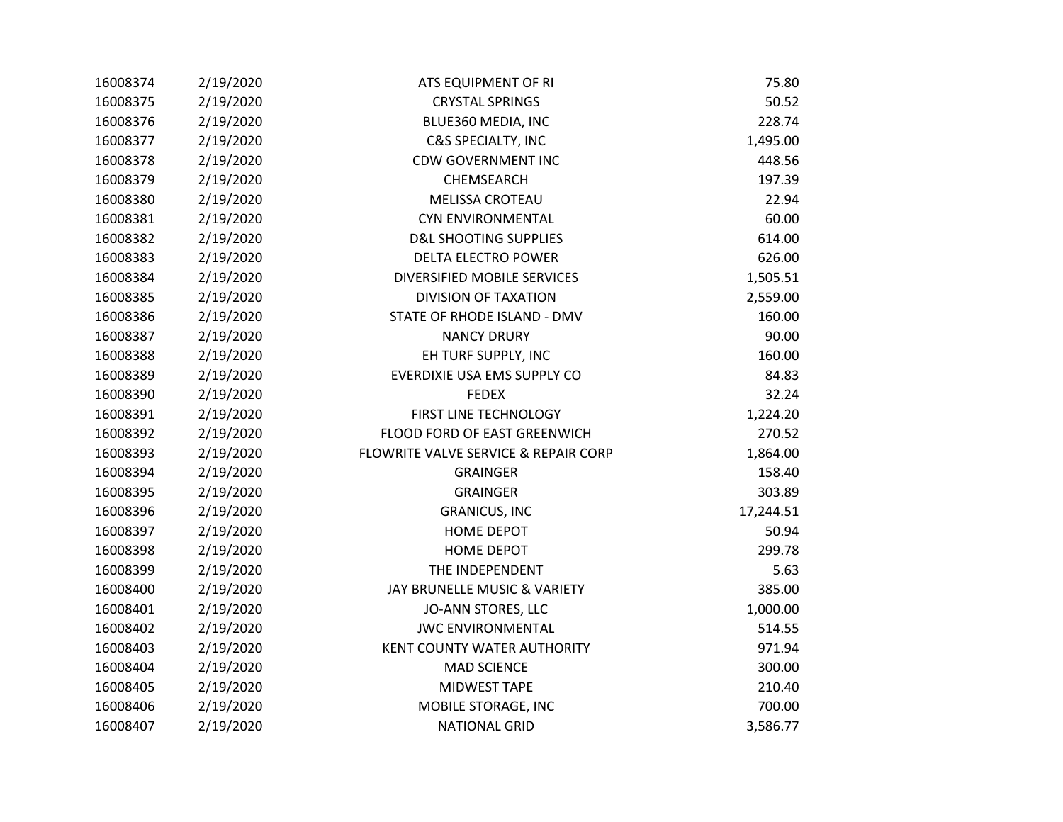| | | | |
|---|---|---|---|
| 16008374 | 2/19/2020 | ATS EQUIPMENT OF RI | 75.80 |
| 16008375 | 2/19/2020 | CRYSTAL SPRINGS | 50.52 |
| 16008376 | 2/19/2020 | BLUE360 MEDIA, INC | 228.74 |
| 16008377 | 2/19/2020 | C&S SPECIALTY, INC | 1,495.00 |
| 16008378 | 2/19/2020 | CDW GOVERNMENT INC | 448.56 |
| 16008379 | 2/19/2020 | CHEMSEARCH | 197.39 |
| 16008380 | 2/19/2020 | MELISSA CROTEAU | 22.94 |
| 16008381 | 2/19/2020 | CYN ENVIRONMENTAL | 60.00 |
| 16008382 | 2/19/2020 | D&L SHOOTING SUPPLIES | 614.00 |
| 16008383 | 2/19/2020 | DELTA ELECTRO POWER | 626.00 |
| 16008384 | 2/19/2020 | DIVERSIFIED MOBILE SERVICES | 1,505.51 |
| 16008385 | 2/19/2020 | DIVISION OF TAXATION | 2,559.00 |
| 16008386 | 2/19/2020 | STATE OF RHODE ISLAND - DMV | 160.00 |
| 16008387 | 2/19/2020 | NANCY DRURY | 90.00 |
| 16008388 | 2/19/2020 | EH TURF SUPPLY, INC | 160.00 |
| 16008389 | 2/19/2020 | EVERDIXIE USA EMS SUPPLY CO | 84.83 |
| 16008390 | 2/19/2020 | FEDEX | 32.24 |
| 16008391 | 2/19/2020 | FIRST LINE TECHNOLOGY | 1,224.20 |
| 16008392 | 2/19/2020 | FLOOD FORD OF EAST GREENWICH | 270.52 |
| 16008393 | 2/19/2020 | FLOWRITE VALVE SERVICE & REPAIR CORP | 1,864.00 |
| 16008394 | 2/19/2020 | GRAINGER | 158.40 |
| 16008395 | 2/19/2020 | GRAINGER | 303.89 |
| 16008396 | 2/19/2020 | GRANICUS, INC | 17,244.51 |
| 16008397 | 2/19/2020 | HOME DEPOT | 50.94 |
| 16008398 | 2/19/2020 | HOME DEPOT | 299.78 |
| 16008399 | 2/19/2020 | THE INDEPENDENT | 5.63 |
| 16008400 | 2/19/2020 | JAY BRUNELLE MUSIC & VARIETY | 385.00 |
| 16008401 | 2/19/2020 | JO-ANN STORES, LLC | 1,000.00 |
| 16008402 | 2/19/2020 | JWC ENVIRONMENTAL | 514.55 |
| 16008403 | 2/19/2020 | KENT COUNTY WATER AUTHORITY | 971.94 |
| 16008404 | 2/19/2020 | MAD SCIENCE | 300.00 |
| 16008405 | 2/19/2020 | MIDWEST TAPE | 210.40 |
| 16008406 | 2/19/2020 | MOBILE STORAGE, INC | 700.00 |
| 16008407 | 2/19/2020 | NATIONAL GRID | 3,586.77 |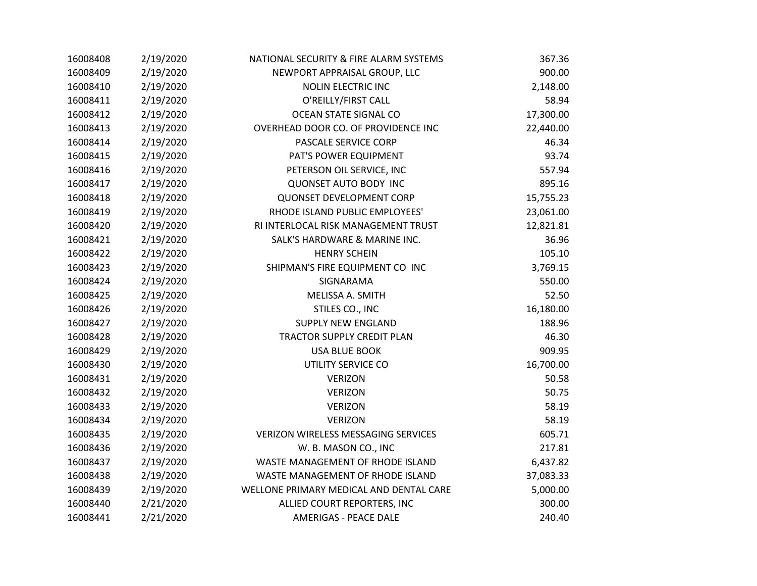| | | | |
|---|---|---|---|
| 16008408 | 2/19/2020 | NATIONAL SECURITY & FIRE ALARM SYSTEMS | 367.36 |
| 16008409 | 2/19/2020 | NEWPORT APPRAISAL GROUP, LLC | 900.00 |
| 16008410 | 2/19/2020 | NOLIN ELECTRIC INC | 2,148.00 |
| 16008411 | 2/19/2020 | O'REILLY/FIRST CALL | 58.94 |
| 16008412 | 2/19/2020 | OCEAN STATE SIGNAL CO | 17,300.00 |
| 16008413 | 2/19/2020 | OVERHEAD DOOR CO. OF PROVIDENCE INC | 22,440.00 |
| 16008414 | 2/19/2020 | PASCALE SERVICE CORP | 46.34 |
| 16008415 | 2/19/2020 | PAT'S POWER EQUIPMENT | 93.74 |
| 16008416 | 2/19/2020 | PETERSON OIL SERVICE, INC | 557.94 |
| 16008417 | 2/19/2020 | QUONSET AUTO BODY INC | 895.16 |
| 16008418 | 2/19/2020 | QUONSET DEVELOPMENT CORP | 15,755.23 |
| 16008419 | 2/19/2020 | RHODE ISLAND PUBLIC EMPLOYEES' | 23,061.00 |
| 16008420 | 2/19/2020 | RI INTERLOCAL RISK MANAGEMENT TRUST | 12,821.81 |
| 16008421 | 2/19/2020 | SALK'S HARDWARE & MARINE INC. | 36.96 |
| 16008422 | 2/19/2020 | HENRY SCHEIN | 105.10 |
| 16008423 | 2/19/2020 | SHIPMAN'S FIRE EQUIPMENT CO INC | 3,769.15 |
| 16008424 | 2/19/2020 | SIGNARAMA | 550.00 |
| 16008425 | 2/19/2020 | MELISSA A. SMITH | 52.50 |
| 16008426 | 2/19/2020 | STILES CO., INC | 16,180.00 |
| 16008427 | 2/19/2020 | SUPPLY NEW ENGLAND | 188.96 |
| 16008428 | 2/19/2020 | TRACTOR SUPPLY CREDIT PLAN | 46.30 |
| 16008429 | 2/19/2020 | USA BLUE BOOK | 909.95 |
| 16008430 | 2/19/2020 | UTILITY SERVICE CO | 16,700.00 |
| 16008431 | 2/19/2020 | VERIZON | 50.58 |
| 16008432 | 2/19/2020 | VERIZON | 50.75 |
| 16008433 | 2/19/2020 | VERIZON | 58.19 |
| 16008434 | 2/19/2020 | VERIZON | 58.19 |
| 16008435 | 2/19/2020 | VERIZON WIRELESS MESSAGING SERVICES | 605.71 |
| 16008436 | 2/19/2020 | W. B. MASON CO., INC | 217.81 |
| 16008437 | 2/19/2020 | WASTE MANAGEMENT OF RHODE ISLAND | 6,437.82 |
| 16008438 | 2/19/2020 | WASTE MANAGEMENT OF RHODE ISLAND | 37,083.33 |
| 16008439 | 2/19/2020 | WELLONE PRIMARY MEDICAL AND DENTAL CARE | 5,000.00 |
| 16008440 | 2/21/2020 | ALLIED COURT REPORTERS, INC | 300.00 |
| 16008441 | 2/21/2020 | AMERIGAS - PEACE DALE | 240.40 |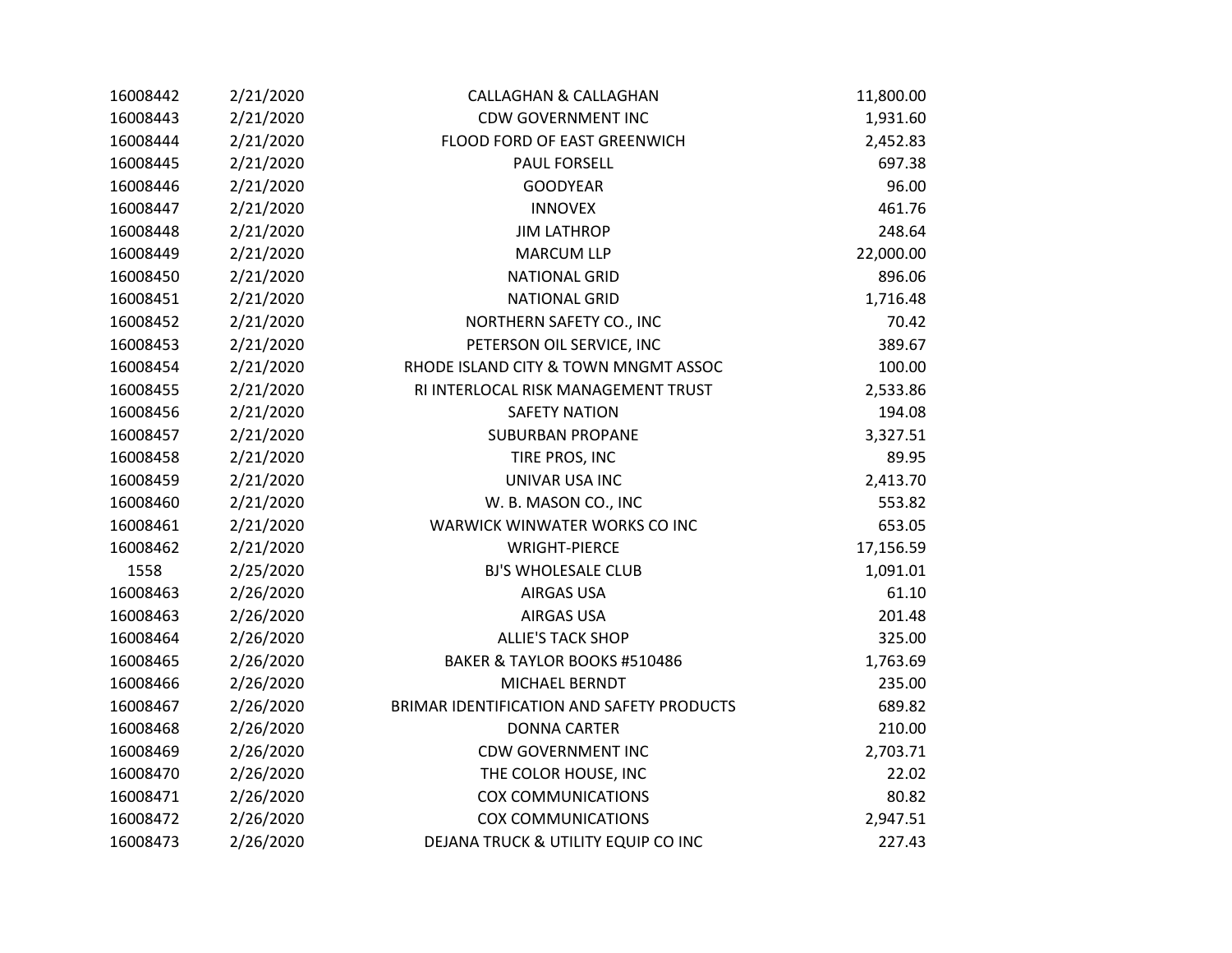| | | | |
|---|---|---|---|
| 16008442 | 2/21/2020 | CALLAGHAN & CALLAGHAN | 11,800.00 |
| 16008443 | 2/21/2020 | CDW GOVERNMENT INC | 1,931.60 |
| 16008444 | 2/21/2020 | FLOOD FORD OF EAST GREENWICH | 2,452.83 |
| 16008445 | 2/21/2020 | PAUL FORSELL | 697.38 |
| 16008446 | 2/21/2020 | GOODYEAR | 96.00 |
| 16008447 | 2/21/2020 | INNOVEX | 461.76 |
| 16008448 | 2/21/2020 | JIM LATHROP | 248.64 |
| 16008449 | 2/21/2020 | MARCUM LLP | 22,000.00 |
| 16008450 | 2/21/2020 | NATIONAL GRID | 896.06 |
| 16008451 | 2/21/2020 | NATIONAL GRID | 1,716.48 |
| 16008452 | 2/21/2020 | NORTHERN SAFETY CO., INC | 70.42 |
| 16008453 | 2/21/2020 | PETERSON OIL SERVICE, INC | 389.67 |
| 16008454 | 2/21/2020 | RHODE ISLAND CITY & TOWN MNGMT ASSOC | 100.00 |
| 16008455 | 2/21/2020 | RI INTERLOCAL RISK MANAGEMENT TRUST | 2,533.86 |
| 16008456 | 2/21/2020 | SAFETY NATION | 194.08 |
| 16008457 | 2/21/2020 | SUBURBAN PROPANE | 3,327.51 |
| 16008458 | 2/21/2020 | TIRE PROS, INC | 89.95 |
| 16008459 | 2/21/2020 | UNIVAR USA INC | 2,413.70 |
| 16008460 | 2/21/2020 | W. B. MASON CO., INC | 553.82 |
| 16008461 | 2/21/2020 | WARWICK WINWATER WORKS CO INC | 653.05 |
| 16008462 | 2/21/2020 | WRIGHT-PIERCE | 17,156.59 |
| 1558 | 2/25/2020 | BJ'S WHOLESALE CLUB | 1,091.01 |
| 16008463 | 2/26/2020 | AIRGAS USA | 61.10 |
| 16008463 | 2/26/2020 | AIRGAS USA | 201.48 |
| 16008464 | 2/26/2020 | ALLIE'S TACK SHOP | 325.00 |
| 16008465 | 2/26/2020 | BAKER & TAYLOR BOOKS #510486 | 1,763.69 |
| 16008466 | 2/26/2020 | MICHAEL BERNDT | 235.00 |
| 16008467 | 2/26/2020 | BRIMAR IDENTIFICATION AND SAFETY PRODUCTS | 689.82 |
| 16008468 | 2/26/2020 | DONNA CARTER | 210.00 |
| 16008469 | 2/26/2020 | CDW GOVERNMENT INC | 2,703.71 |
| 16008470 | 2/26/2020 | THE COLOR HOUSE, INC | 22.02 |
| 16008471 | 2/26/2020 | COX COMMUNICATIONS | 80.82 |
| 16008472 | 2/26/2020 | COX COMMUNICATIONS | 2,947.51 |
| 16008473 | 2/26/2020 | DEJANA TRUCK & UTILITY EQUIP CO INC | 227.43 |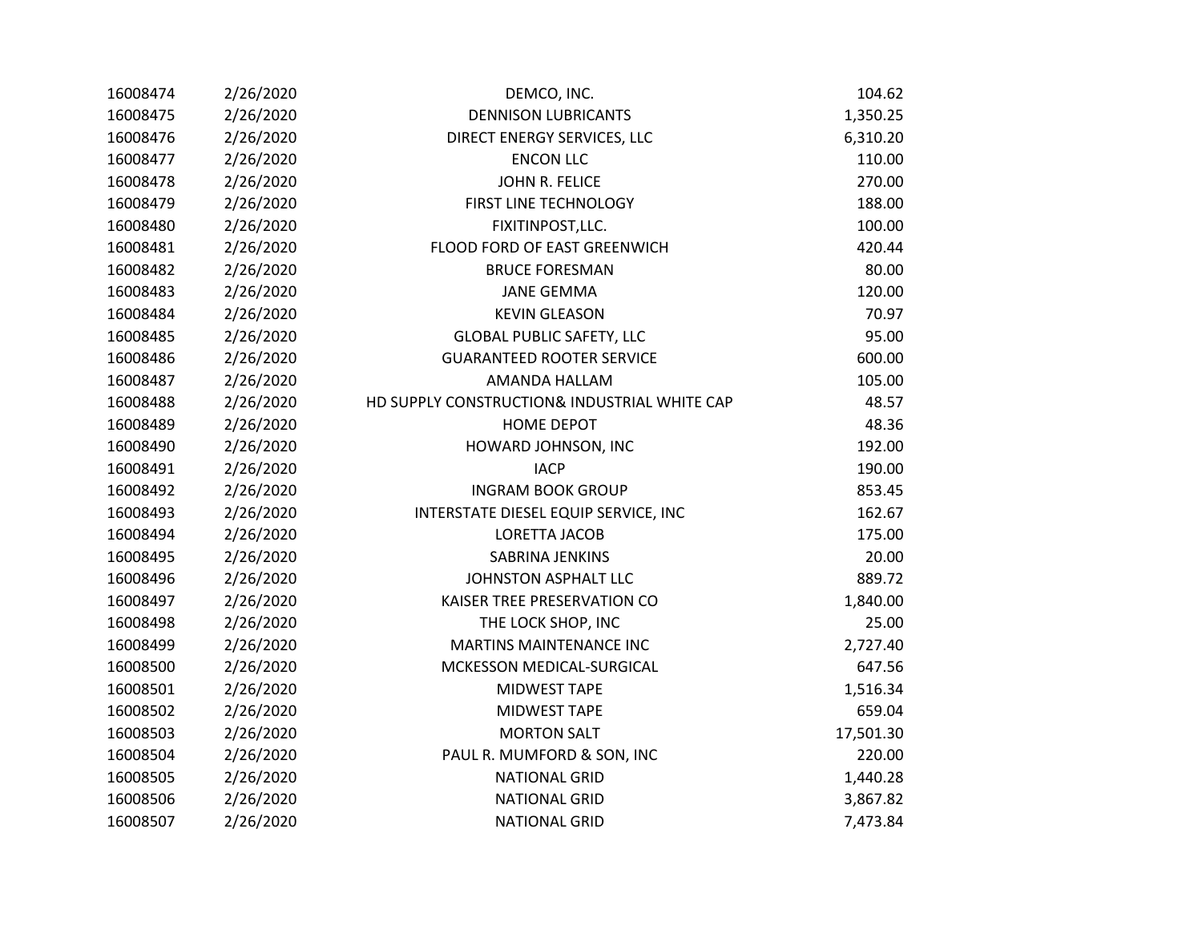| | | | |
|---|---|---|---|
| 16008474 | 2/26/2020 | DEMCO, INC. | 104.62 |
| 16008475 | 2/26/2020 | DENNISON LUBRICANTS | 1,350.25 |
| 16008476 | 2/26/2020 | DIRECT ENERGY SERVICES, LLC | 6,310.20 |
| 16008477 | 2/26/2020 | ENCON LLC | 110.00 |
| 16008478 | 2/26/2020 | JOHN R. FELICE | 270.00 |
| 16008479 | 2/26/2020 | FIRST LINE TECHNOLOGY | 188.00 |
| 16008480 | 2/26/2020 | FIXITINPOST,LLC. | 100.00 |
| 16008481 | 2/26/2020 | FLOOD FORD OF EAST GREENWICH | 420.44 |
| 16008482 | 2/26/2020 | BRUCE FORESMAN | 80.00 |
| 16008483 | 2/26/2020 | JANE GEMMA | 120.00 |
| 16008484 | 2/26/2020 | KEVIN GLEASON | 70.97 |
| 16008485 | 2/26/2020 | GLOBAL PUBLIC SAFETY, LLC | 95.00 |
| 16008486 | 2/26/2020 | GUARANTEED ROOTER SERVICE | 600.00 |
| 16008487 | 2/26/2020 | AMANDA HALLAM | 105.00 |
| 16008488 | 2/26/2020 | HD SUPPLY CONSTRUCTION& INDUSTRIAL WHITE CAP | 48.57 |
| 16008489 | 2/26/2020 | HOME DEPOT | 48.36 |
| 16008490 | 2/26/2020 | HOWARD JOHNSON, INC | 192.00 |
| 16008491 | 2/26/2020 | IACP | 190.00 |
| 16008492 | 2/26/2020 | INGRAM BOOK GROUP | 853.45 |
| 16008493 | 2/26/2020 | INTERSTATE DIESEL EQUIP SERVICE, INC | 162.67 |
| 16008494 | 2/26/2020 | LORETTA JACOB | 175.00 |
| 16008495 | 2/26/2020 | SABRINA JENKINS | 20.00 |
| 16008496 | 2/26/2020 | JOHNSTON ASPHALT LLC | 889.72 |
| 16008497 | 2/26/2020 | KAISER TREE PRESERVATION CO | 1,840.00 |
| 16008498 | 2/26/2020 | THE LOCK SHOP, INC | 25.00 |
| 16008499 | 2/26/2020 | MARTINS MAINTENANCE INC | 2,727.40 |
| 16008500 | 2/26/2020 | MCKESSON MEDICAL-SURGICAL | 647.56 |
| 16008501 | 2/26/2020 | MIDWEST TAPE | 1,516.34 |
| 16008502 | 2/26/2020 | MIDWEST TAPE | 659.04 |
| 16008503 | 2/26/2020 | MORTON SALT | 17,501.30 |
| 16008504 | 2/26/2020 | PAUL R. MUMFORD & SON, INC | 220.00 |
| 16008505 | 2/26/2020 | NATIONAL GRID | 1,440.28 |
| 16008506 | 2/26/2020 | NATIONAL GRID | 3,867.82 |
| 16008507 | 2/26/2020 | NATIONAL GRID | 7,473.84 |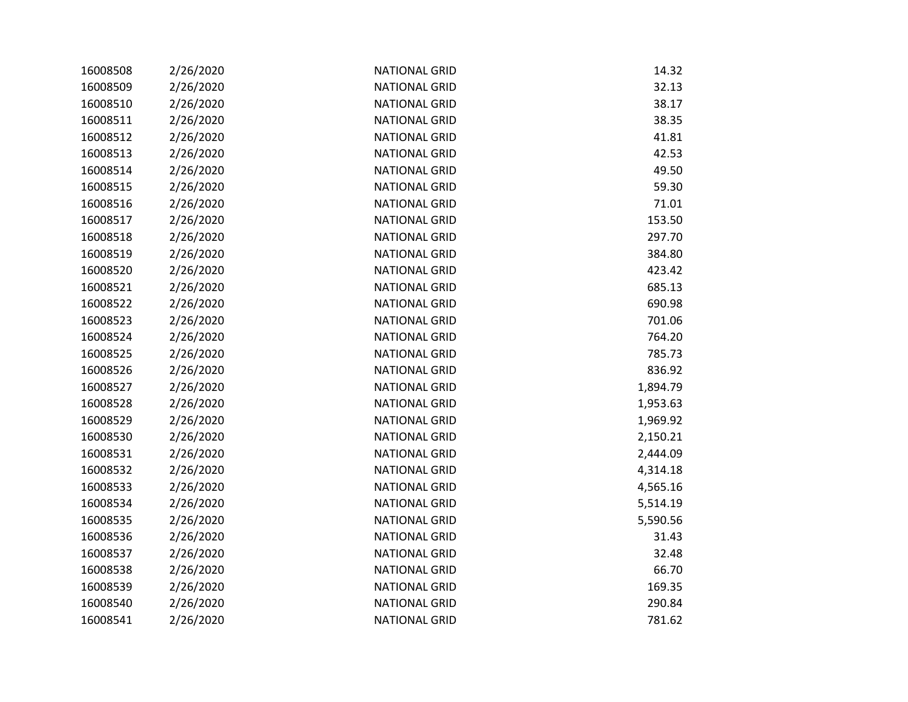| | | | |
|---|---|---|---|
| 16008508 | 2/26/2020 | NATIONAL GRID | 14.32 |
| 16008509 | 2/26/2020 | NATIONAL GRID | 32.13 |
| 16008510 | 2/26/2020 | NATIONAL GRID | 38.17 |
| 16008511 | 2/26/2020 | NATIONAL GRID | 38.35 |
| 16008512 | 2/26/2020 | NATIONAL GRID | 41.81 |
| 16008513 | 2/26/2020 | NATIONAL GRID | 42.53 |
| 16008514 | 2/26/2020 | NATIONAL GRID | 49.50 |
| 16008515 | 2/26/2020 | NATIONAL GRID | 59.30 |
| 16008516 | 2/26/2020 | NATIONAL GRID | 71.01 |
| 16008517 | 2/26/2020 | NATIONAL GRID | 153.50 |
| 16008518 | 2/26/2020 | NATIONAL GRID | 297.70 |
| 16008519 | 2/26/2020 | NATIONAL GRID | 384.80 |
| 16008520 | 2/26/2020 | NATIONAL GRID | 423.42 |
| 16008521 | 2/26/2020 | NATIONAL GRID | 685.13 |
| 16008522 | 2/26/2020 | NATIONAL GRID | 690.98 |
| 16008523 | 2/26/2020 | NATIONAL GRID | 701.06 |
| 16008524 | 2/26/2020 | NATIONAL GRID | 764.20 |
| 16008525 | 2/26/2020 | NATIONAL GRID | 785.73 |
| 16008526 | 2/26/2020 | NATIONAL GRID | 836.92 |
| 16008527 | 2/26/2020 | NATIONAL GRID | 1,894.79 |
| 16008528 | 2/26/2020 | NATIONAL GRID | 1,953.63 |
| 16008529 | 2/26/2020 | NATIONAL GRID | 1,969.92 |
| 16008530 | 2/26/2020 | NATIONAL GRID | 2,150.21 |
| 16008531 | 2/26/2020 | NATIONAL GRID | 2,444.09 |
| 16008532 | 2/26/2020 | NATIONAL GRID | 4,314.18 |
| 16008533 | 2/26/2020 | NATIONAL GRID | 4,565.16 |
| 16008534 | 2/26/2020 | NATIONAL GRID | 5,514.19 |
| 16008535 | 2/26/2020 | NATIONAL GRID | 5,590.56 |
| 16008536 | 2/26/2020 | NATIONAL GRID | 31.43 |
| 16008537 | 2/26/2020 | NATIONAL GRID | 32.48 |
| 16008538 | 2/26/2020 | NATIONAL GRID | 66.70 |
| 16008539 | 2/26/2020 | NATIONAL GRID | 169.35 |
| 16008540 | 2/26/2020 | NATIONAL GRID | 290.84 |
| 16008541 | 2/26/2020 | NATIONAL GRID | 781.62 |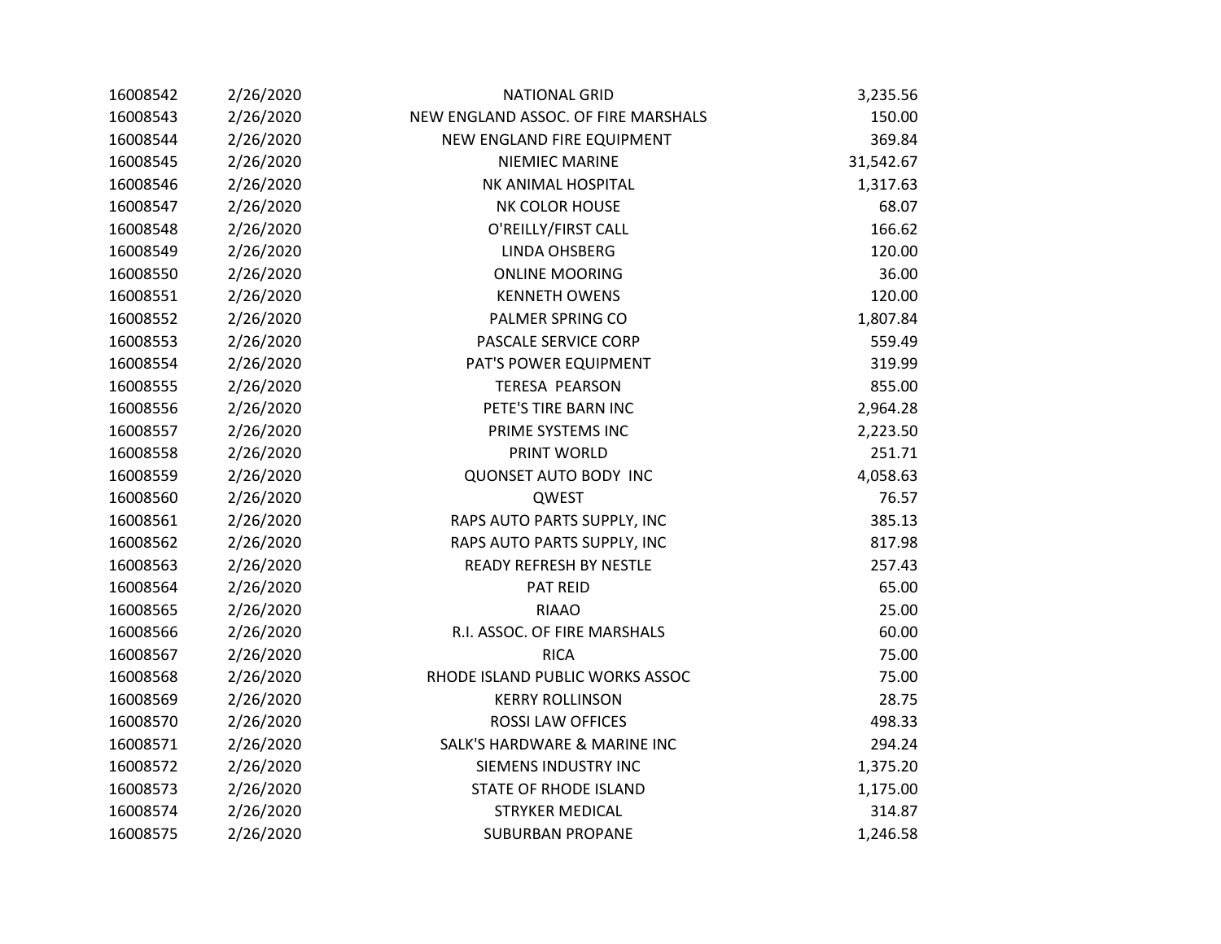| | | | |
|---|---|---|---|
| 16008542 | 2/26/2020 | NATIONAL GRID | 3,235.56 |
| 16008543 | 2/26/2020 | NEW ENGLAND ASSOC. OF FIRE MARSHALS | 150.00 |
| 16008544 | 2/26/2020 | NEW ENGLAND FIRE EQUIPMENT | 369.84 |
| 16008545 | 2/26/2020 | NIEMIEC MARINE | 31,542.67 |
| 16008546 | 2/26/2020 | NK ANIMAL HOSPITAL | 1,317.63 |
| 16008547 | 2/26/2020 | NK COLOR HOUSE | 68.07 |
| 16008548 | 2/26/2020 | O'REILLY/FIRST CALL | 166.62 |
| 16008549 | 2/26/2020 | LINDA OHSBERG | 120.00 |
| 16008550 | 2/26/2020 | ONLINE MOORING | 36.00 |
| 16008551 | 2/26/2020 | KENNETH OWENS | 120.00 |
| 16008552 | 2/26/2020 | PALMER SPRING CO | 1,807.84 |
| 16008553 | 2/26/2020 | PASCALE SERVICE CORP | 559.49 |
| 16008554 | 2/26/2020 | PAT'S POWER EQUIPMENT | 319.99 |
| 16008555 | 2/26/2020 | TERESA PEARSON | 855.00 |
| 16008556 | 2/26/2020 | PETE'S TIRE BARN INC | 2,964.28 |
| 16008557 | 2/26/2020 | PRIME SYSTEMS INC | 2,223.50 |
| 16008558 | 2/26/2020 | PRINT WORLD | 251.71 |
| 16008559 | 2/26/2020 | QUONSET AUTO BODY INC | 4,058.63 |
| 16008560 | 2/26/2020 | QWEST | 76.57 |
| 16008561 | 2/26/2020 | RAPS AUTO PARTS SUPPLY, INC | 385.13 |
| 16008562 | 2/26/2020 | RAPS AUTO PARTS SUPPLY, INC | 817.98 |
| 16008563 | 2/26/2020 | READY REFRESH BY NESTLE | 257.43 |
| 16008564 | 2/26/2020 | PAT REID | 65.00 |
| 16008565 | 2/26/2020 | RIAAO | 25.00 |
| 16008566 | 2/26/2020 | R.I. ASSOC. OF FIRE MARSHALS | 60.00 |
| 16008567 | 2/26/2020 | RICA | 75.00 |
| 16008568 | 2/26/2020 | RHODE ISLAND PUBLIC WORKS ASSOC | 75.00 |
| 16008569 | 2/26/2020 | KERRY ROLLINSON | 28.75 |
| 16008570 | 2/26/2020 | ROSSI LAW OFFICES | 498.33 |
| 16008571 | 2/26/2020 | SALK'S HARDWARE & MARINE INC | 294.24 |
| 16008572 | 2/26/2020 | SIEMENS INDUSTRY INC | 1,375.20 |
| 16008573 | 2/26/2020 | STATE OF RHODE ISLAND | 1,175.00 |
| 16008574 | 2/26/2020 | STRYKER MEDICAL | 314.87 |
| 16008575 | 2/26/2020 | SUBURBAN PROPANE | 1,246.58 |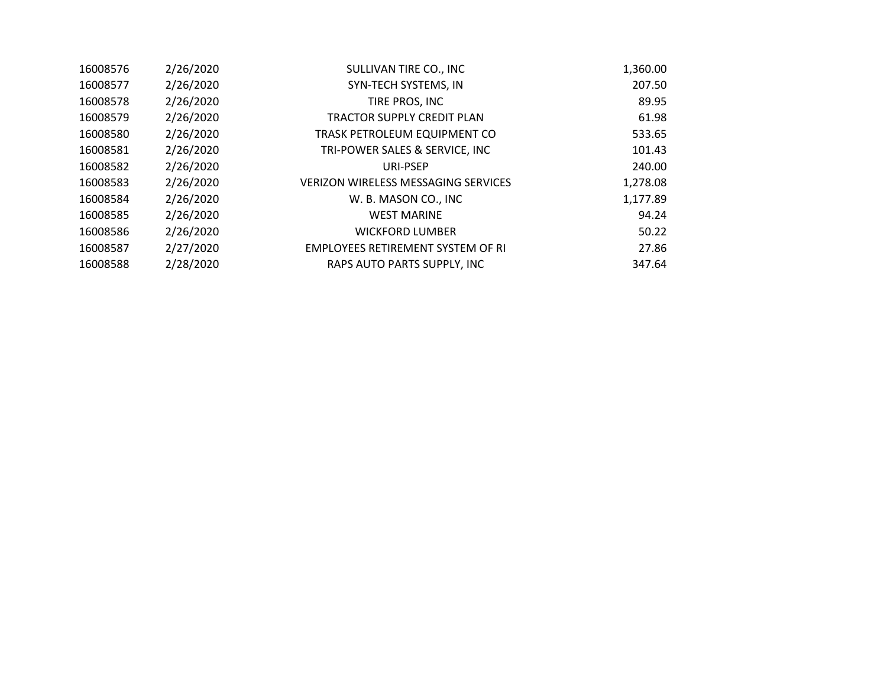| | | | |
|---|---|---|---|
| 16008576 | 2/26/2020 | SULLIVAN TIRE CO., INC | 1,360.00 |
| 16008577 | 2/26/2020 | SYN-TECH SYSTEMS, IN | 207.50 |
| 16008578 | 2/26/2020 | TIRE PROS, INC | 89.95 |
| 16008579 | 2/26/2020 | TRACTOR SUPPLY CREDIT PLAN | 61.98 |
| 16008580 | 2/26/2020 | TRASK PETROLEUM EQUIPMENT CO | 533.65 |
| 16008581 | 2/26/2020 | TRI-POWER SALES & SERVICE, INC | 101.43 |
| 16008582 | 2/26/2020 | URI-PSEP | 240.00 |
| 16008583 | 2/26/2020 | VERIZON WIRELESS MESSAGING SERVICES | 1,278.08 |
| 16008584 | 2/26/2020 | W. B. MASON CO., INC | 1,177.89 |
| 16008585 | 2/26/2020 | WEST MARINE | 94.24 |
| 16008586 | 2/26/2020 | WICKFORD LUMBER | 50.22 |
| 16008587 | 2/27/2020 | EMPLOYEES RETIREMENT SYSTEM OF RI | 27.86 |
| 16008588 | 2/28/2020 | RAPS AUTO PARTS SUPPLY, INC | 347.64 |